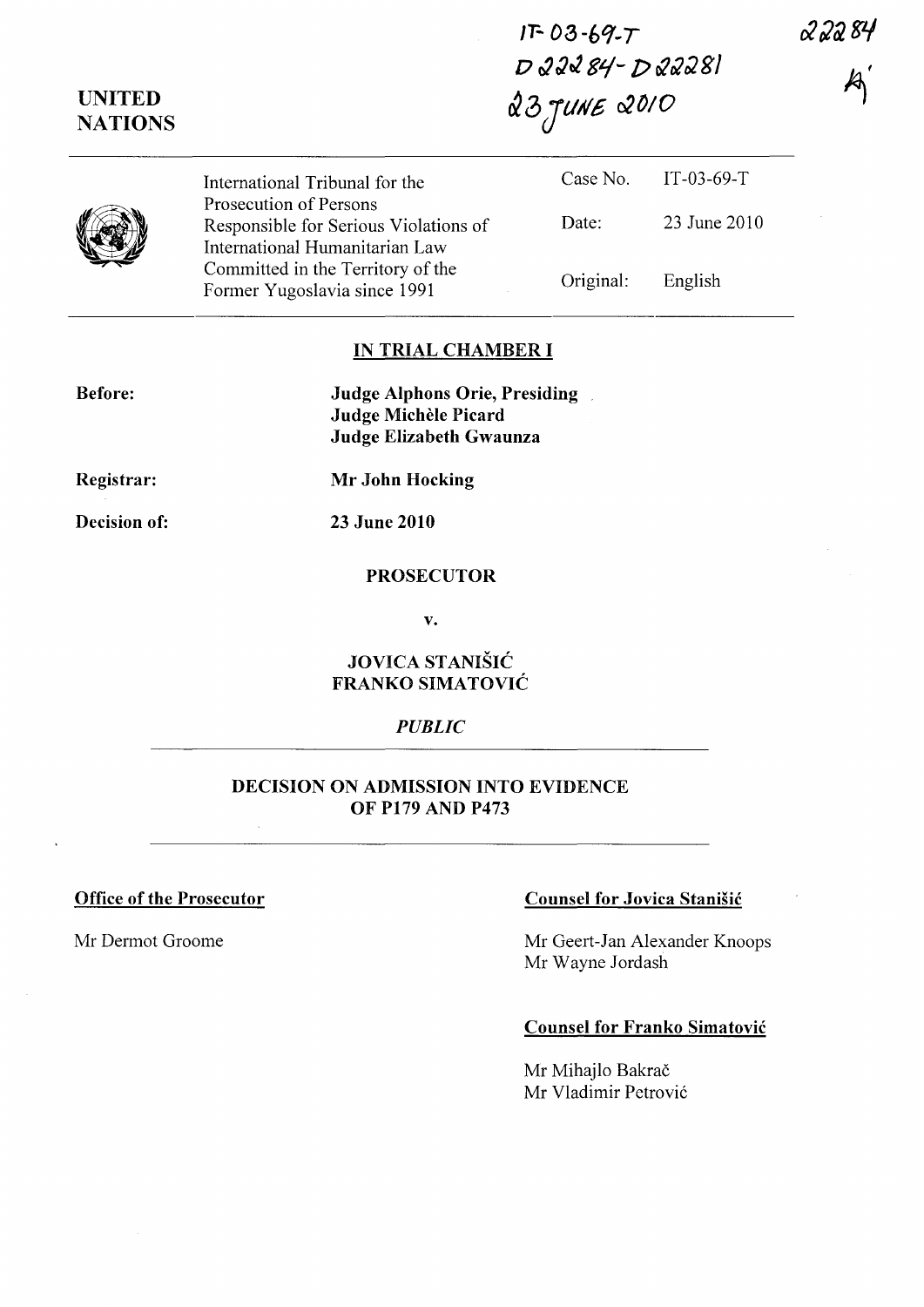IT-03-69-T
D22284-D22281
23 JUNE 2010

22284

**UNITED NATIONS**

| | International Tribunal for the Prosecution of Persons Responsible for Serious Violations of International Humanitarian Law Committed in the Territory of the Former Yugoslavia since 1991 | Case No. | IT-03-69-T |
|---|---|---|---|
| | | Date: | 23 June 2010 |
| | | Original: | English |

## IN TRIAL CHAMBER I

**Before:** **Judge Alphons Orie, Presiding**
**Judge Michèle Picard**
**Judge Elizabeth Gwaunza**

**Registrar:** **Mr John Hocking**

**Decision of:** **23 June 2010**

**PROSECUTOR**

**v.**

**JOVICA STANIŠIĆ**
**FRANKO SIMATOVIĆ**

*PUBLIC*

## DECISION ON ADMISSION INTO EVIDENCE OF P179 AND P473

**Office of the Prosecutor**

Mr Dermot Groome

**Counsel for Jovica Stanišić**

Mr Geert-Jan Alexander Knoops
Mr Wayne Jordash

**Counsel for Franko Simatović**

Mr Mihajlo Bakrač
Mr Vladimir Petrović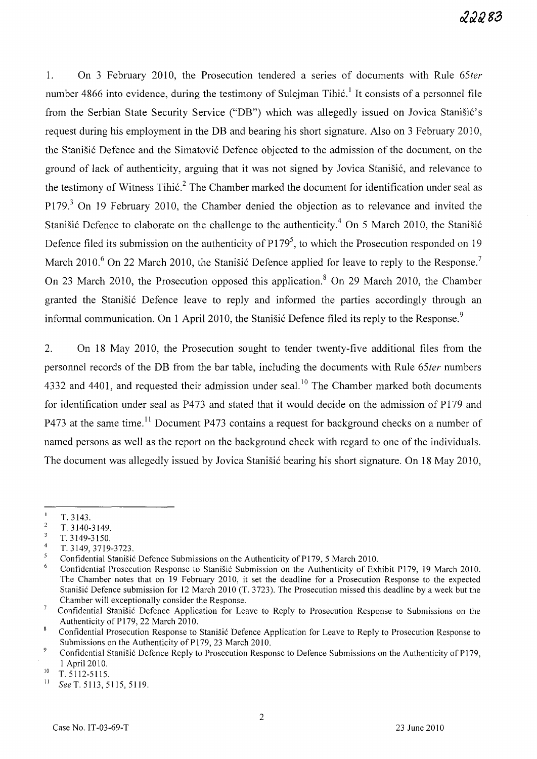1. On 3 February 2010, the Prosecution tendered a series of documents with Rule 65*ter* number 4866 into evidence, during the testimony of Sulejman Tihić.[1] It consists of a personnel file from the Serbian State Security Service ("DB") which was allegedly issued on Jovica Stanišić's request during his employment in the DB and bearing his short signature. Also on 3 February 2010, the Stanišić Defence and the Simatović Defence objected to the admission of the document, on the ground of lack of authenticity, arguing that it was not signed by Jovica Stanišić, and relevance to the testimony of Witness Tihić.[2] The Chamber marked the document for identification under seal as P179.[3] On 19 February 2010, the Chamber denied the objection as to relevance and invited the Stanišić Defence to elaborate on the challenge to the authenticity.[4] On 5 March 2010, the Stanišić Defence filed its submission on the authenticity of P179[5], to which the Prosecution responded on 19 March 2010.[6] On 22 March 2010, the Stanišić Defence applied for leave to reply to the Response.[7] On 23 March 2010, the Prosecution opposed this application.[8] On 29 March 2010, the Chamber granted the Stanišić Defence leave to reply and informed the parties accordingly through an informal communication. On 1 April 2010, the Stanišić Defence filed its reply to the Response.[9]

2. On 18 May 2010, the Prosecution sought to tender twenty-five additional files from the personnel records of the DB from the bar table, including the documents with Rule 65*ter* numbers 4332 and 4401, and requested their admission under seal.[10] The Chamber marked both documents for identification under seal as P473 and stated that it would decide on the admission of P179 and P473 at the same time.[11] Document P473 contains a request for background checks on a number of named persons as well as the report on the background check with regard to one of the individuals. The document was allegedly issued by Jovica Stanišić bearing his short signature. On 18 May 2010,

---

[1] T. 3143.

[2] T. 3140-3149.

[3] T. 3149-3150.

[4] T. 3149, 3719-3723.

[5] Confidential Stanišić Defence Submissions on the Authenticity of P179, 5 March 2010.

[6] Confidential Prosecution Response to Stanišić Submission on the Authenticity of Exhibit P179, 19 March 2010. The Chamber notes that on 19 February 2010, it set the deadline for a Prosecution Response to the expected Stanišić Defence submission for 12 March 2010 (T. 3723). The Prosecution missed this deadline by a week but the Chamber will exceptionally consider the Response.

[7] Confidential Stanišić Defence Application for Leave to Reply to Prosecution Response to Submissions on the Authenticity of P179, 22 March 2010.

[8] Confidential Prosecution Response to Stanišić Defence Application for Leave to Reply to Prosecution Response to Submissions on the Authenticity of P179, 23 March 2010.

[9] Confidential Stanišić Defence Reply to Prosecution Response to Defence Submissions on the Authenticity of P179, 1 April 2010.

[10] T. 5112-5115.

[11] *See* T. 5113, 5115, 5119.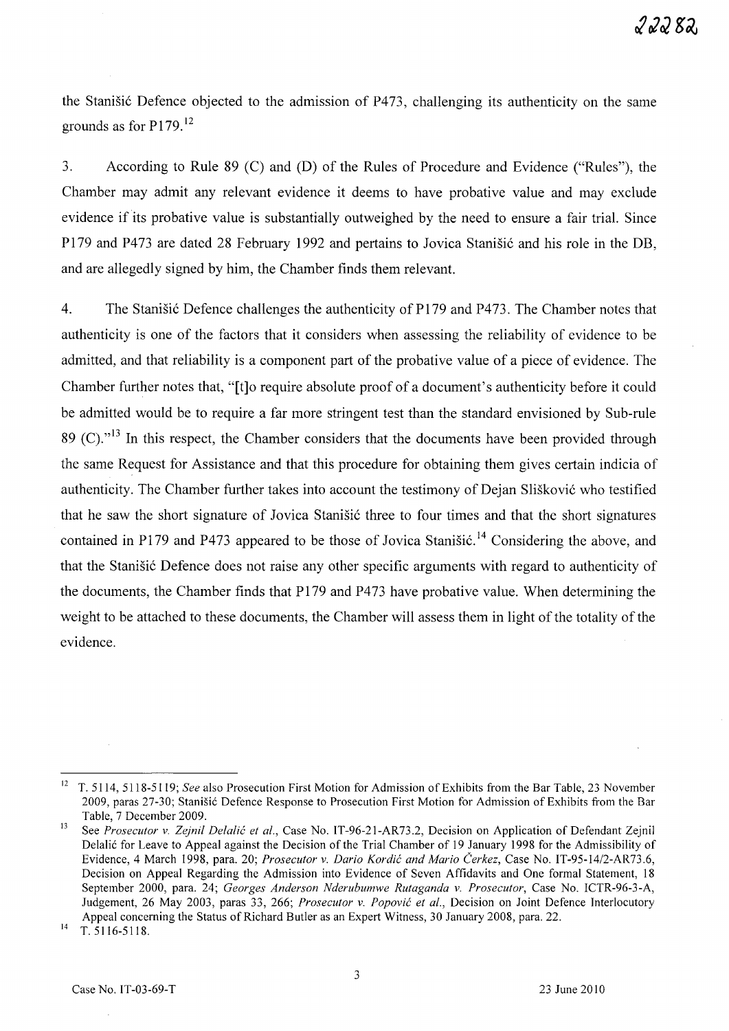the Stanišić Defence objected to the admission of P473, challenging its authenticity on the same grounds as for P179.[12]

3. According to Rule 89 (C) and (D) of the Rules of Procedure and Evidence ("Rules"), the Chamber may admit any relevant evidence it deems to have probative value and may exclude evidence if its probative value is substantially outweighed by the need to ensure a fair trial. Since P179 and P473 are dated 28 February 1992 and pertains to Jovica Stanišić and his role in the DB, and are allegedly signed by him, the Chamber finds them relevant.

4. The Stanišić Defence challenges the authenticity of P179 and P473. The Chamber notes that authenticity is one of the factors that it considers when assessing the reliability of evidence to be admitted, and that reliability is a component part of the probative value of a piece of evidence. The Chamber further notes that, "[t]o require absolute proof of a document's authenticity before it could be admitted would be to require a far more stringent test than the standard envisioned by Sub-rule 89 (C)."[13] In this respect, the Chamber considers that the documents have been provided through the same Request for Assistance and that this procedure for obtaining them gives certain indicia of authenticity. The Chamber further takes into account the testimony of Dejan Slišković who testified that he saw the short signature of Jovica Stanišić three to four times and that the short signatures contained in P179 and P473 appeared to be those of Jovica Stanišić.[14] Considering the above, and that the Stanišić Defence does not raise any other specific arguments with regard to authenticity of the documents, the Chamber finds that P179 and P473 have probative value. When determining the weight to be attached to these documents, the Chamber will assess them in light of the totality of the evidence.

---

[12] T. 5114, 5118-5119; *See* also Prosecution First Motion for Admission of Exhibits from the Bar Table, 23 November 2009, paras 27-30; Stanišić Defence Response to Prosecution First Motion for Admission of Exhibits from the Bar Table, 7 December 2009.

[13] See *Prosecutor v. Zejnil Delalić et al.*, Case No. IT-96-21-AR73.2, Decision on Application of Defendant Zejnil Delalić for Leave to Appeal against the Decision of the Trial Chamber of 19 January 1998 for the Admissibility of Evidence, 4 March 1998, para. 20; *Prosecutor v. Dario Kordić and Mario Čerkez*, Case No. IT-95-14/2-AR73.6, Decision on Appeal Regarding the Admission into Evidence of Seven Affidavits and One formal Statement, 18 September 2000, para. 24; *Georges Anderson Nderubumwe Rutaganda v. Prosecutor*, Case No. ICTR-96-3-A, Judgement, 26 May 2003, paras 33, 266; *Prosecutor v. Popović et al.*, Decision on Joint Defence Interlocutory Appeal concerning the Status of Richard Butler as an Expert Witness, 30 January 2008, para. 22.

[14] T. 5116-5118.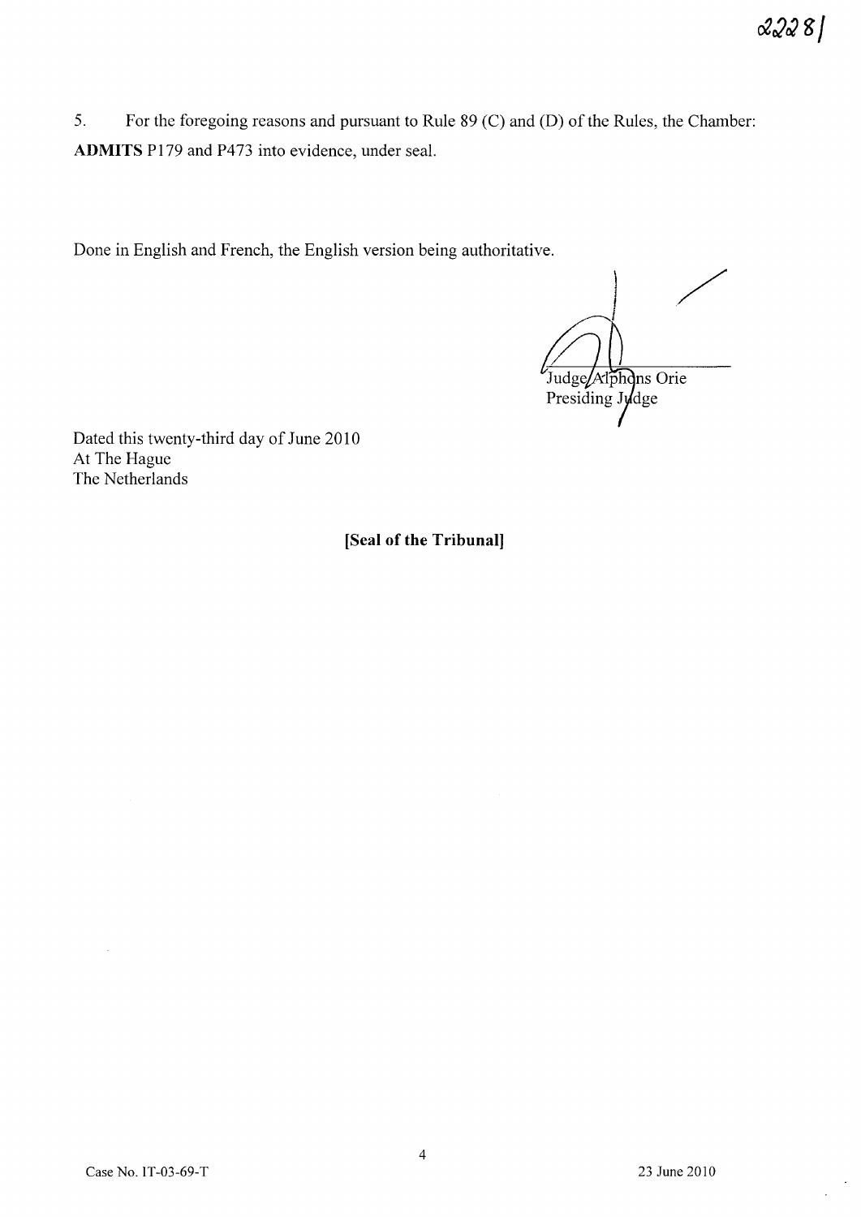22281

5. For the foregoing reasons and pursuant to Rule 89 (C) and (D) of the Rules, the Chamber: **ADMITS** P179 and P473 into evidence, under seal.

Done in English and French, the English version being authoritative.

Judge Alphons Orie
Presiding Judge

Dated this twenty-third day of June 2010
At The Hague
The Netherlands

**[Seal of the Tribunal]**

Case No. IT-03-69-T 23 June 2010